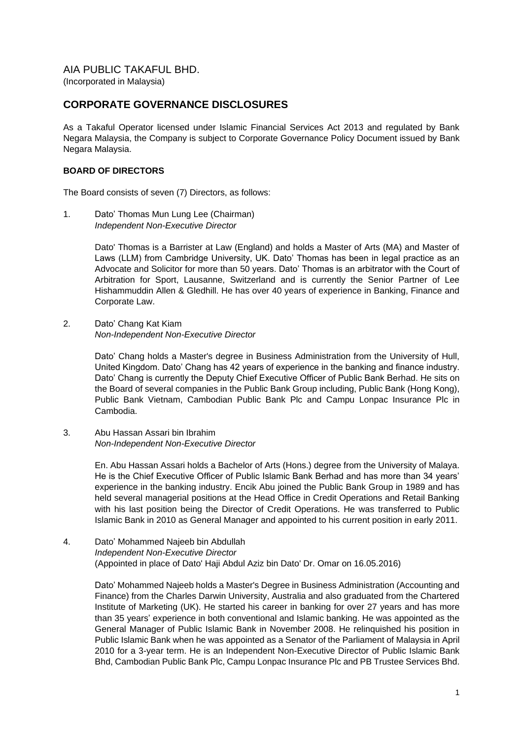AIA PUBLIC TAKAFUL BHD.

(Incorporated in Malaysia)

## CORPORATE GOVERNANCE DISCLOSURES

As a Takaful Operator licensed under Islamic Financial Services Act 2013 and regulated by Bank Negara Malaysia, the Company is subject to Corporate Governance Policy Document issued by Bank Negara Malaysia.

### BOARD OF DIRECTORS

The Board consists of seven (7) Directors, as follows:

1. Dato' Thomas Mun Lung Lee (Chairman)
   *Independent Non-Executive Director*

   Dato' Thomas is a Barrister at Law (England) and holds a Master of Arts (MA) and Master of Laws (LLM) from Cambridge University, UK. Dato' Thomas has been in legal practice as an Advocate and Solicitor for more than 50 years. Dato' Thomas is an arbitrator with the Court of Arbitration for Sport, Lausanne, Switzerland and is currently the Senior Partner of Lee Hishammuddin Allen & Gledhill. He has over 40 years of experience in Banking, Finance and Corporate Law.

2. Dato' Chang Kat Kiam
   *Non-Independent Non-Executive Director*

   Dato' Chang holds a Master's degree in Business Administration from the University of Hull, United Kingdom. Dato' Chang has 42 years of experience in the banking and finance industry. Dato' Chang is currently the Deputy Chief Executive Officer of Public Bank Berhad. He sits on the Board of several companies in the Public Bank Group including, Public Bank (Hong Kong), Public Bank Vietnam, Cambodian Public Bank Plc and Campu Lonpac Insurance Plc in Cambodia.

3. Abu Hassan Assari bin Ibrahim
   *Non-Independent Non-Executive Director*

   En. Abu Hassan Assari holds a Bachelor of Arts (Hons.) degree from the University of Malaya. He is the Chief Executive Officer of Public Islamic Bank Berhad and has more than 34 years' experience in the banking industry. Encik Abu joined the Public Bank Group in 1989 and has held several managerial positions at the Head Office in Credit Operations and Retail Banking with his last position being the Director of Credit Operations. He was transferred to Public Islamic Bank in 2010 as General Manager and appointed to his current position in early 2011.

4. Dato' Mohammed Najeeb bin Abdullah
   *Independent Non-Executive Director*
   (Appointed in place of Dato' Haji Abdul Aziz bin Dato' Dr. Omar on 16.05.2016)

   Dato' Mohammed Najeeb holds a Master's Degree in Business Administration (Accounting and Finance) from the Charles Darwin University, Australia and also graduated from the Chartered Institute of Marketing (UK). He started his career in banking for over 27 years and has more than 35 years' experience in both conventional and Islamic banking. He was appointed as the General Manager of Public Islamic Bank in November 2008. He relinquished his position in Public Islamic Bank when he was appointed as a Senator of the Parliament of Malaysia in April 2010 for a 3-year term. He is an Independent Non-Executive Director of Public Islamic Bank Bhd, Cambodian Public Bank Plc, Campu Lonpac Insurance Plc and PB Trustee Services Bhd.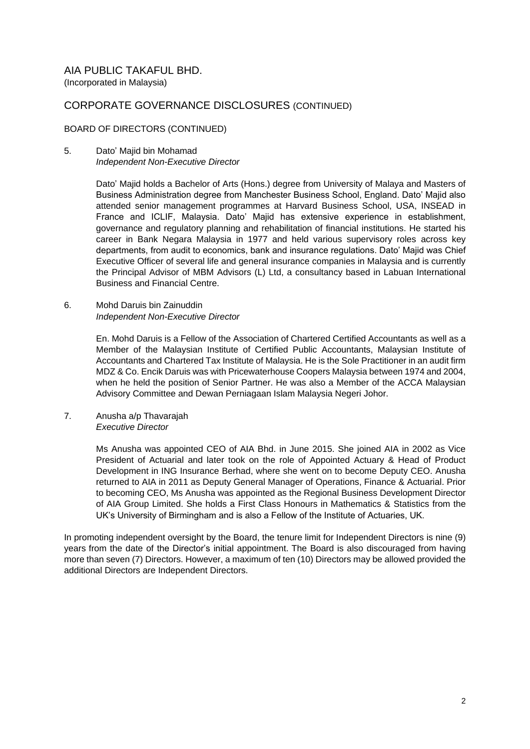# AIA PUBLIC TAKAFUL BHD.

(Incorporated in Malaysia)

## CORPORATE GOVERNANCE DISCLOSURES (CONTINUED)

### BOARD OF DIRECTORS (CONTINUED)

5. Dato' Majid bin Mohamad
   *Independent Non-Executive Director*

   Dato' Majid holds a Bachelor of Arts (Hons.) degree from University of Malaya and Masters of Business Administration degree from Manchester Business School, England. Dato' Majid also attended senior management programmes at Harvard Business School, USA, INSEAD in France and ICLIF, Malaysia. Dato' Majid has extensive experience in establishment, governance and regulatory planning and rehabilitation of financial institutions. He started his career in Bank Negara Malaysia in 1977 and held various supervisory roles across key departments, from audit to economics, bank and insurance regulations. Dato' Majid was Chief Executive Officer of several life and general insurance companies in Malaysia and is currently the Principal Advisor of MBM Advisors (L) Ltd, a consultancy based in Labuan International Business and Financial Centre.

6. Mohd Daruis bin Zainuddin
   *Independent Non-Executive Director*

   En. Mohd Daruis is a Fellow of the Association of Chartered Certified Accountants as well as a Member of the Malaysian Institute of Certified Public Accountants, Malaysian Institute of Accountants and Chartered Tax Institute of Malaysia. He is the Sole Practitioner in an audit firm MDZ & Co. Encik Daruis was with Pricewaterhouse Coopers Malaysia between 1974 and 2004, when he held the position of Senior Partner. He was also a Member of the ACCA Malaysian Advisory Committee and Dewan Perniagaan Islam Malaysia Negeri Johor.

7. Anusha a/p Thavarajah
   *Executive Director*

   Ms Anusha was appointed CEO of AIA Bhd. in June 2015. She joined AIA in 2002 as Vice President of Actuarial and later took on the role of Appointed Actuary & Head of Product Development in ING Insurance Berhad, where she went on to become Deputy CEO. Anusha returned to AIA in 2011 as Deputy General Manager of Operations, Finance & Actuarial. Prior to becoming CEO, Ms Anusha was appointed as the Regional Business Development Director of AIA Group Limited. She holds a First Class Honours in Mathematics & Statistics from the UK's University of Birmingham and is also a Fellow of the Institute of Actuaries, UK.

In promoting independent oversight by the Board, the tenure limit for Independent Directors is nine (9) years from the date of the Director's initial appointment. The Board is also discouraged from having more than seven (7) Directors. However, a maximum of ten (10) Directors may be allowed provided the additional Directors are Independent Directors.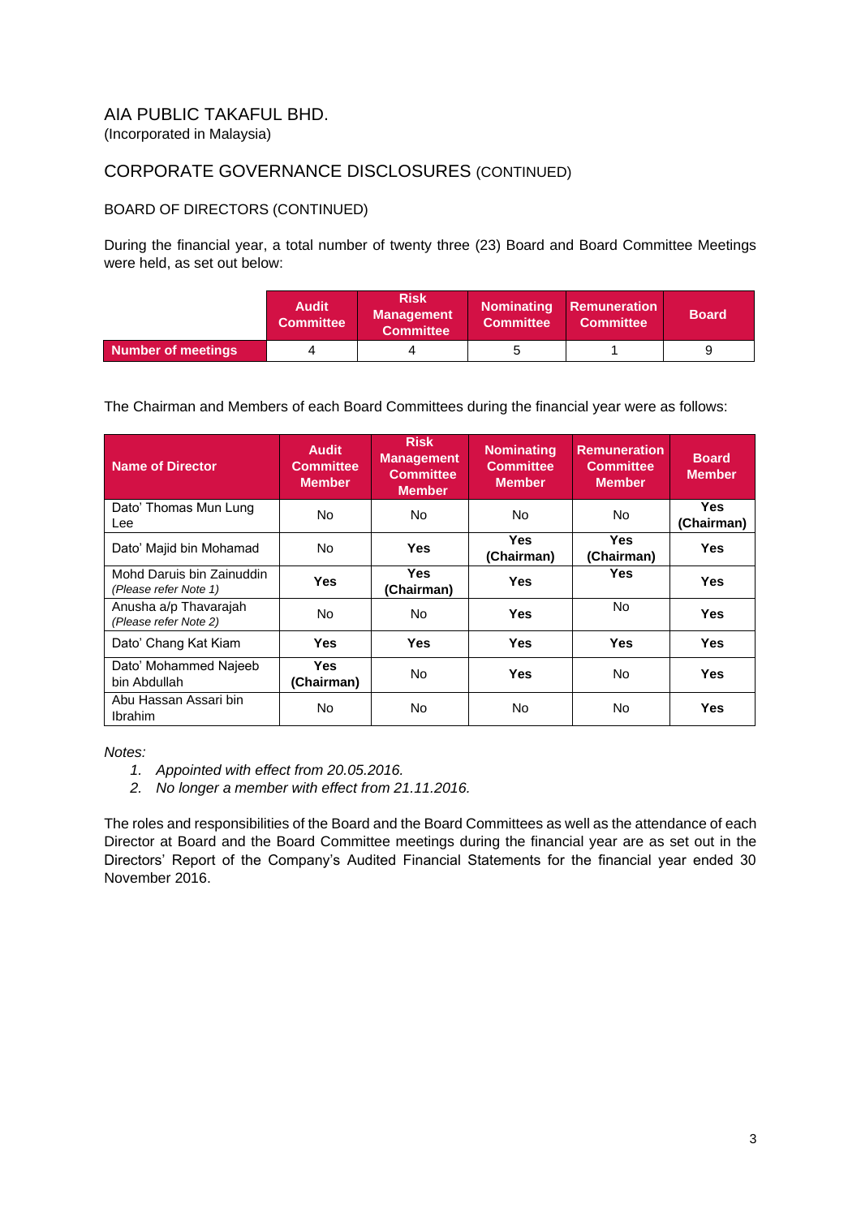AIA PUBLIC TAKAFUL BHD.
(Incorporated in Malaysia)

## CORPORATE GOVERNANCE DISCLOSURES (CONTINUED)

### BOARD OF DIRECTORS (CONTINUED)

During the financial year, a total number of twenty three (23) Board and Board Committee Meetings were held, as set out below:

| | Audit Committee | Risk Management Committee | Nominating Committee | Remuneration Committee | Board |
|---|---|---|---|---|---|
| **Number of meetings** | 4 | 4 | 5 | 1 | 9 |

The Chairman and Members of each Board Committees during the financial year were as follows:

| Name of Director | Audit Committee Member | Risk Management Committee Member | Nominating Committee Member | Remuneration Committee Member | Board Member |
|---|---|---|---|---|---|
| Dato' Thomas Mun Lung Lee | No | No | No | No | **Yes (Chairman)** |
| Dato' Majid bin Mohamad | No | **Yes** | **Yes (Chairman)** | **Yes (Chairman)** | **Yes** |
| Mohd Daruis bin Zainuddin *(Please refer Note 1)* | **Yes** | **Yes (Chairman)** | **Yes** | **Yes** | **Yes** |
| Anusha a/p Thavarajah *(Please refer Note 2)* | No | No | **Yes** | No | **Yes** |
| Dato' Chang Kat Kiam | **Yes** | **Yes** | **Yes** | **Yes** | **Yes** |
| Dato' Mohammed Najeeb bin Abdullah | **Yes (Chairman)** | No | **Yes** | No | **Yes** |
| Abu Hassan Assari bin Ibrahim | No | No | No | No | **Yes** |

*Notes:*

1. *Appointed with effect from 20.05.2016.*
2. *No longer a member with effect from 21.11.2016.*

The roles and responsibilities of the Board and the Board Committees as well as the attendance of each Director at Board and the Board Committee meetings during the financial year are as set out in the Directors' Report of the Company's Audited Financial Statements for the financial year ended 30 November 2016.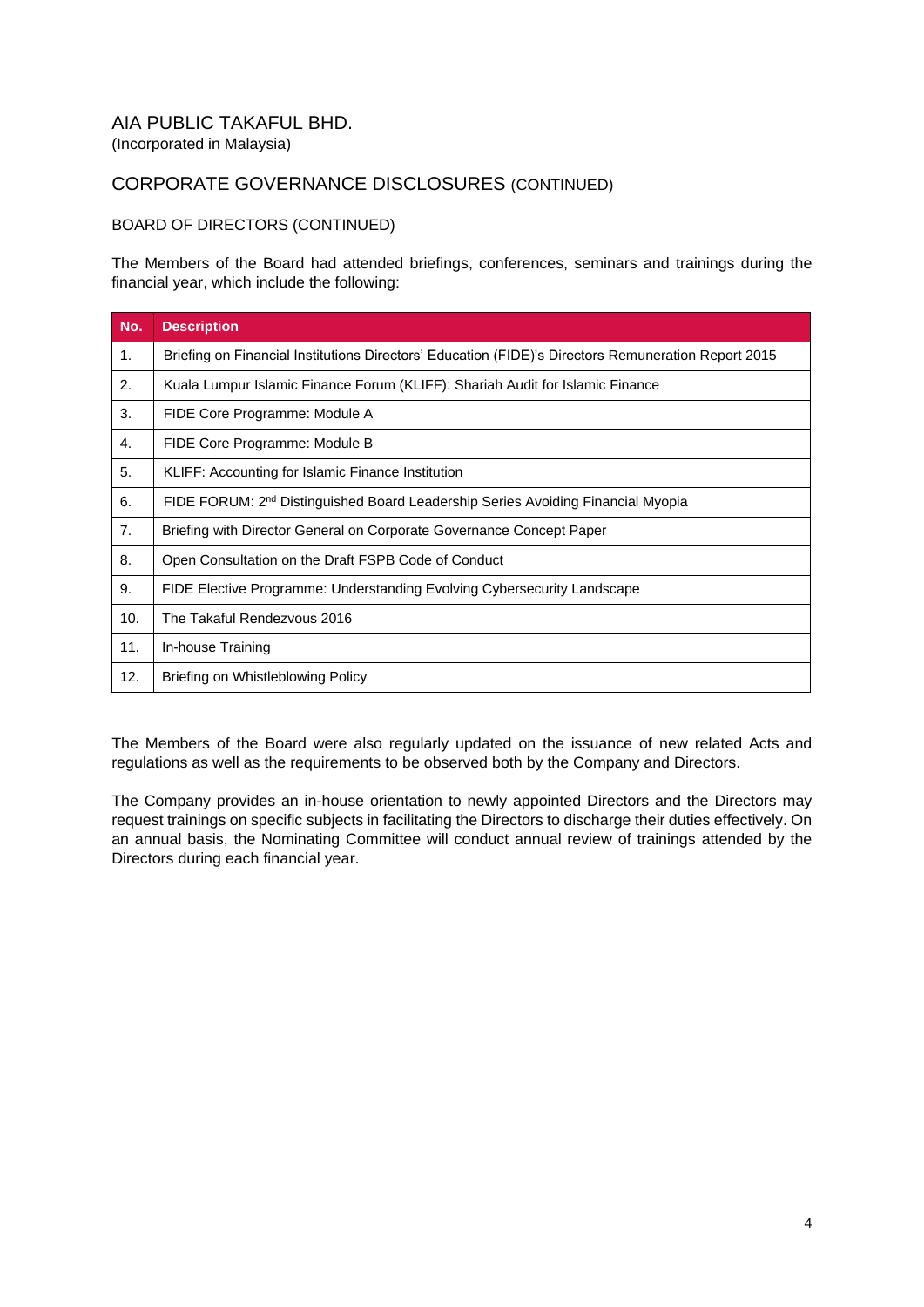AIA PUBLIC TAKAFUL BHD.
(Incorporated in Malaysia)

## CORPORATE GOVERNANCE DISCLOSURES (CONTINUED)

### BOARD OF DIRECTORS (CONTINUED)

The Members of the Board had attended briefings, conferences, seminars and trainings during the financial year, which include the following:

| No. | Description |
|---|---|
| 1. | Briefing on Financial Institutions Directors' Education (FIDE)'s Directors Remuneration Report 2015 |
| 2. | Kuala Lumpur Islamic Finance Forum (KLIFF): Shariah Audit for Islamic Finance |
| 3. | FIDE Core Programme: Module A |
| 4. | FIDE Core Programme: Module B |
| 5. | KLIFF: Accounting for Islamic Finance Institution |
| 6. | FIDE FORUM: 2nd Distinguished Board Leadership Series Avoiding Financial Myopia |
| 7. | Briefing with Director General on Corporate Governance Concept Paper |
| 8. | Open Consultation on the Draft FSPB Code of Conduct |
| 9. | FIDE Elective Programme: Understanding Evolving Cybersecurity Landscape |
| 10. | The Takaful Rendezvous 2016 |
| 11. | In-house Training |
| 12. | Briefing on Whistleblowing Policy |

The Members of the Board were also regularly updated on the issuance of new related Acts and regulations as well as the requirements to be observed both by the Company and Directors.

The Company provides an in-house orientation to newly appointed Directors and the Directors may request trainings on specific subjects in facilitating the Directors to discharge their duties effectively. On an annual basis, the Nominating Committee will conduct annual review of trainings attended by the Directors during each financial year.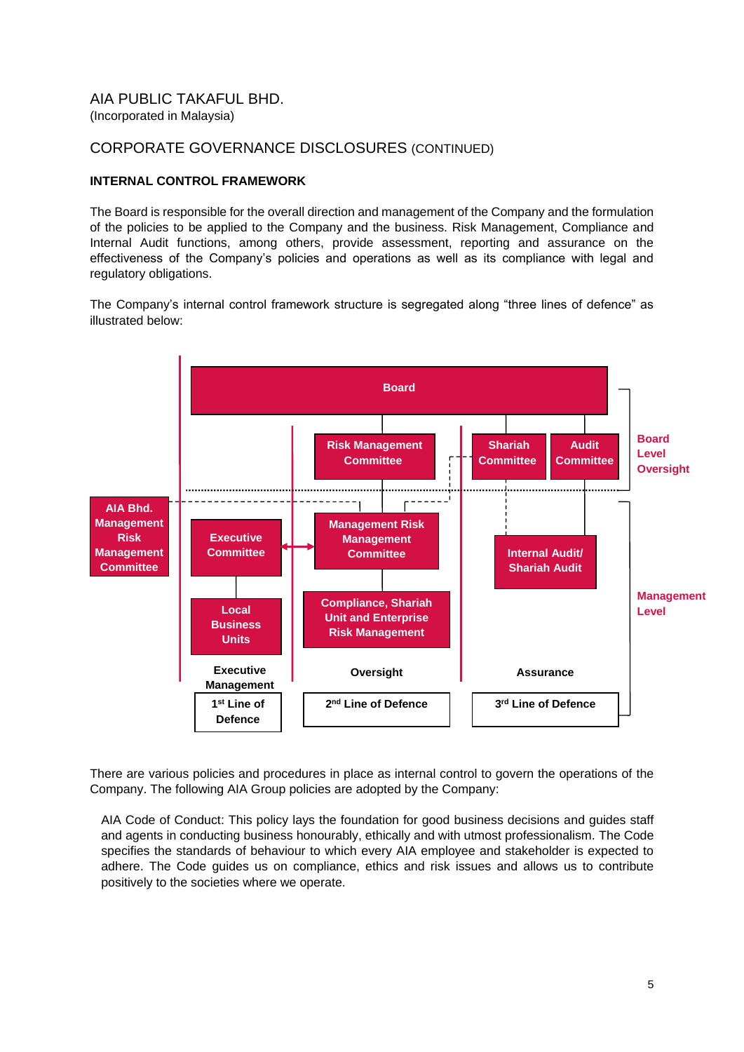**INTERNAL CONTROL FRAMEWORK**

The Board is responsible for the overall direction and management of the Company and the formulation of the policies to be applied to the Company and the business. Risk Management, Compliance and Internal Audit functions, among others, provide assessment, reporting and assurance on the effectiveness of the Company's policies and operations as well as its compliance with legal and regulatory obligations.

The Company's internal control framework structure is segregated along "three lines of defence" as illustrated below:

| | 1st Line of Defence | 2nd Line of Defence | 3rd Line of Defence |
|---|---|---|---|
| **Board Level Oversight** | Board | Board; Risk Management Committee | Board; Shariah Committee; Audit Committee |
| **Management Level** | Executive Committee; Local Business Units | AIA Bhd. Management Risk Management Committee; Management Risk Management Committee; Compliance, Shariah Unit and Enterprise Risk Management | Internal Audit/ Shariah Audit |
| | Executive Management | Oversight | Assurance |

There are various policies and procedures in place as internal control to govern the operations of the Company. The following AIA Group policies are adopted by the Company:

AIA Code of Conduct: This policy lays the foundation for good business decisions and guides staff and agents in conducting business honourably, ethically and with utmost professionalism. The Code specifies the standards of behaviour to which every AIA employee and stakeholder is expected to adhere. The Code guides us on compliance, ethics and risk issues and allows us to contribute positively to the societies where we operate.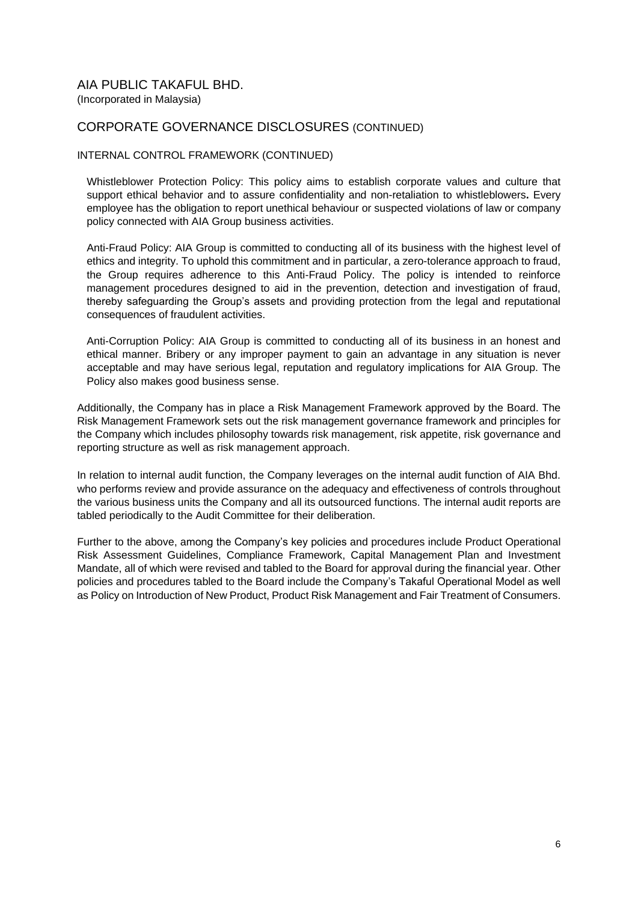# AIA PUBLIC TAKAFUL BHD.

(Incorporated in Malaysia)

## CORPORATE GOVERNANCE DISCLOSURES (CONTINUED)

### INTERNAL CONTROL FRAMEWORK (CONTINUED)

Whistleblower Protection Policy: This policy aims to establish corporate values and culture that support ethical behavior and to assure confidentiality and non-retaliation to whistleblowers**.** Every employee has the obligation to report unethical behaviour or suspected violations of law or company policy connected with AIA Group business activities.

Anti-Fraud Policy: AIA Group is committed to conducting all of its business with the highest level of ethics and integrity. To uphold this commitment and in particular, a zero-tolerance approach to fraud, the Group requires adherence to this Anti-Fraud Policy. The policy is intended to reinforce management procedures designed to aid in the prevention, detection and investigation of fraud, thereby safeguarding the Group's assets and providing protection from the legal and reputational consequences of fraudulent activities.

Anti-Corruption Policy: AIA Group is committed to conducting all of its business in an honest and ethical manner. Bribery or any improper payment to gain an advantage in any situation is never acceptable and may have serious legal, reputation and regulatory implications for AIA Group. The Policy also makes good business sense.

Additionally, the Company has in place a Risk Management Framework approved by the Board. The Risk Management Framework sets out the risk management governance framework and principles for the Company which includes philosophy towards risk management, risk appetite, risk governance and reporting structure as well as risk management approach.

In relation to internal audit function, the Company leverages on the internal audit function of AIA Bhd. who performs review and provide assurance on the adequacy and effectiveness of controls throughout the various business units the Company and all its outsourced functions. The internal audit reports are tabled periodically to the Audit Committee for their deliberation.

Further to the above, among the Company's key policies and procedures include Product Operational Risk Assessment Guidelines, Compliance Framework, Capital Management Plan and Investment Mandate, all of which were revised and tabled to the Board for approval during the financial year. Other policies and procedures tabled to the Board include the Company's Takaful Operational Model as well as Policy on Introduction of New Product, Product Risk Management and Fair Treatment of Consumers.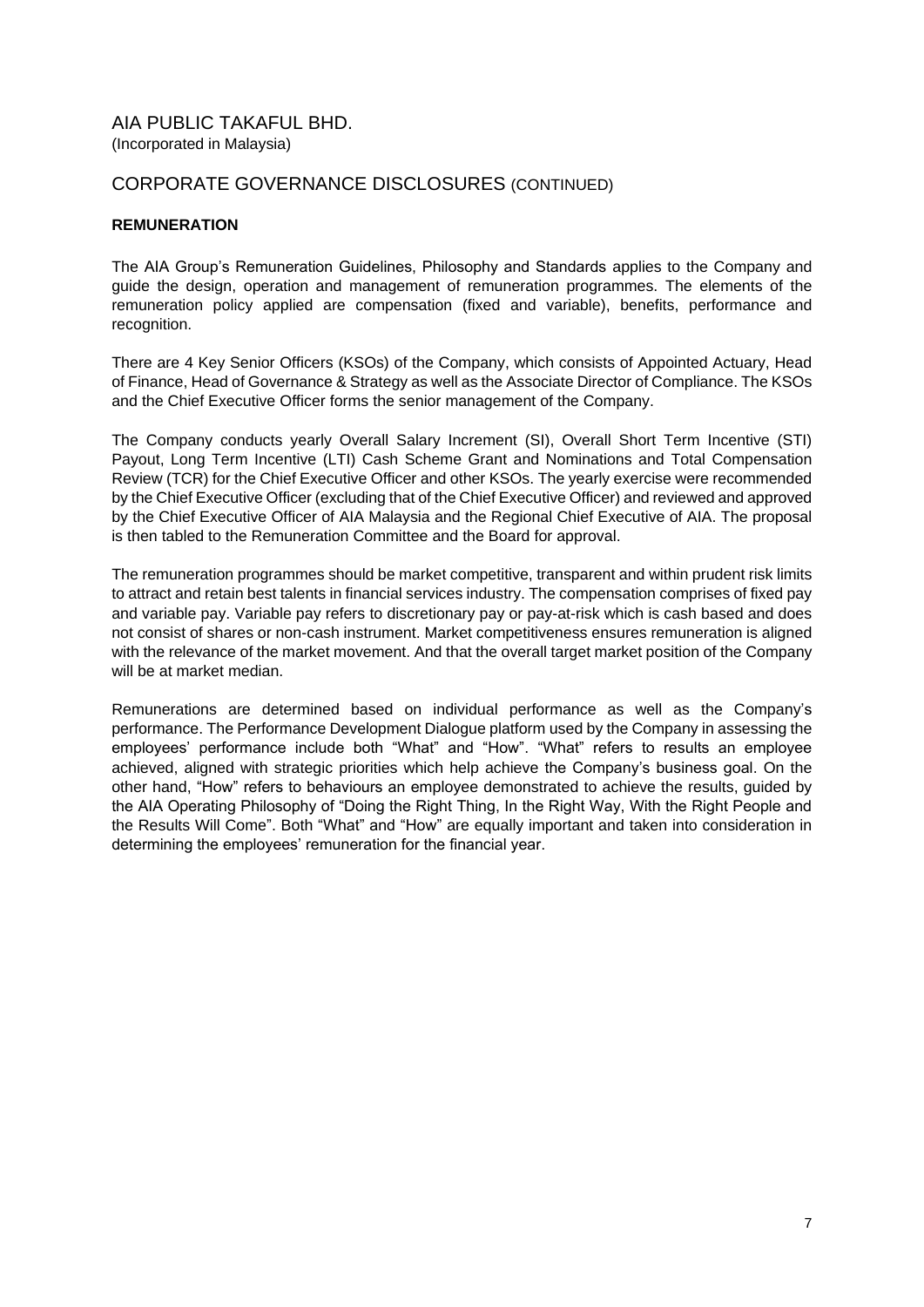# AIA PUBLIC TAKAFUL BHD.

(Incorporated in Malaysia)

## CORPORATE GOVERNANCE DISCLOSURES (CONTINUED)

### REMUNERATION

The AIA Group's Remuneration Guidelines, Philosophy and Standards applies to the Company and guide the design, operation and management of remuneration programmes. The elements of the remuneration policy applied are compensation (fixed and variable), benefits, performance and recognition.

There are 4 Key Senior Officers (KSOs) of the Company, which consists of Appointed Actuary, Head of Finance, Head of Governance & Strategy as well as the Associate Director of Compliance. The KSOs and the Chief Executive Officer forms the senior management of the Company.

The Company conducts yearly Overall Salary Increment (SI), Overall Short Term Incentive (STI) Payout, Long Term Incentive (LTI) Cash Scheme Grant and Nominations and Total Compensation Review (TCR) for the Chief Executive Officer and other KSOs. The yearly exercise were recommended by the Chief Executive Officer (excluding that of the Chief Executive Officer) and reviewed and approved by the Chief Executive Officer of AIA Malaysia and the Regional Chief Executive of AIA. The proposal is then tabled to the Remuneration Committee and the Board for approval.

The remuneration programmes should be market competitive, transparent and within prudent risk limits to attract and retain best talents in financial services industry. The compensation comprises of fixed pay and variable pay. Variable pay refers to discretionary pay or pay-at-risk which is cash based and does not consist of shares or non-cash instrument. Market competitiveness ensures remuneration is aligned with the relevance of the market movement. And that the overall target market position of the Company will be at market median.

Remunerations are determined based on individual performance as well as the Company's performance. The Performance Development Dialogue platform used by the Company in assessing the employees' performance include both "What" and "How". "What" refers to results an employee achieved, aligned with strategic priorities which help achieve the Company's business goal. On the other hand, "How" refers to behaviours an employee demonstrated to achieve the results, guided by the AIA Operating Philosophy of "Doing the Right Thing, In the Right Way, With the Right People and the Results Will Come". Both "What" and "How" are equally important and taken into consideration in determining the employees' remuneration for the financial year.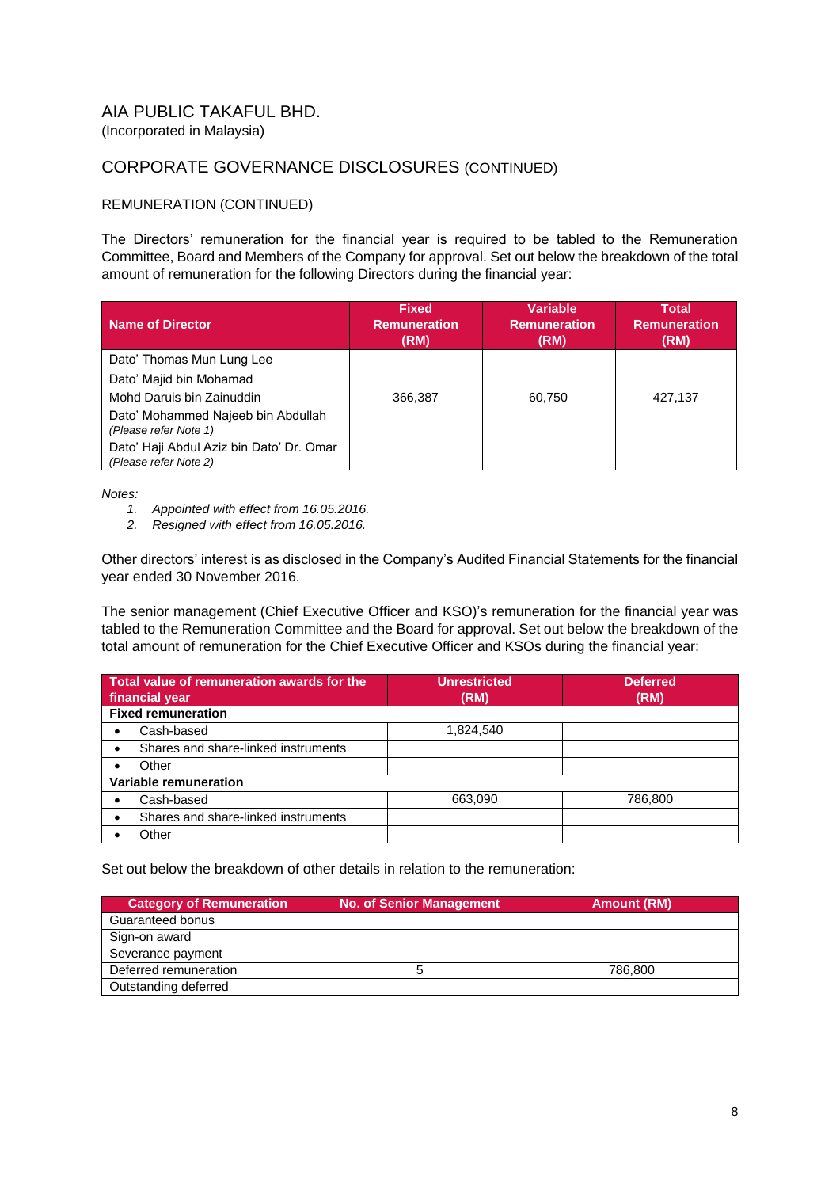# AIA PUBLIC TAKAFUL BHD.

(Incorporated in Malaysia)

## CORPORATE GOVERNANCE DISCLOSURES (CONTINUED)

### REMUNERATION (CONTINUED)

The Directors' remuneration for the financial year is required to be tabled to the Remuneration Committee, Board and Members of the Company for approval. Set out below the breakdown of the total amount of remuneration for the following Directors during the financial year:

| Name of Director | Fixed Remuneration (RM) | Variable Remuneration (RM) | Total Remuneration (RM) |
|---|---|---|---|
| Dato' Thomas Mun Lung Lee<br>Dato' Majid bin Mohamad<br>Mohd Daruis bin Zainuddin<br>Dato' Mohammed Najeeb bin Abdullah *(Please refer Note 1)*<br>Dato' Haji Abdul Aziz bin Dato' Dr. Omar *(Please refer Note 2)* | 366,387 | 60,750 | 427,137 |

*Notes:*

1. *Appointed with effect from 16.05.2016.*
2. *Resigned with effect from 16.05.2016.*

Other directors' interest is as disclosed in the Company's Audited Financial Statements for the financial year ended 30 November 2016.

The senior management (Chief Executive Officer and KSO)'s remuneration for the financial year was tabled to the Remuneration Committee and the Board for approval. Set out below the breakdown of the total amount of remuneration for the Chief Executive Officer and KSOs during the financial year:

| Total value of remuneration awards for the financial year | Unrestricted (RM) | Deferred (RM) |
|---|---|---|
| **Fixed remuneration** | | |
| • Cash-based | 1,824,540 | |
| • Shares and share-linked instruments | | |
| • Other | | |
| **Variable remuneration** | | |
| • Cash-based | 663,090 | 786,800 |
| • Shares and share-linked instruments | | |
| • Other | | |

Set out below the breakdown of other details in relation to the remuneration:

| Category of Remuneration | No. of Senior Management | Amount (RM) |
|---|---|---|
| Guaranteed bonus | | |
| Sign-on award | | |
| Severance payment | | |
| Deferred remuneration | 5 | 786,800 |
| Outstanding deferred | | |